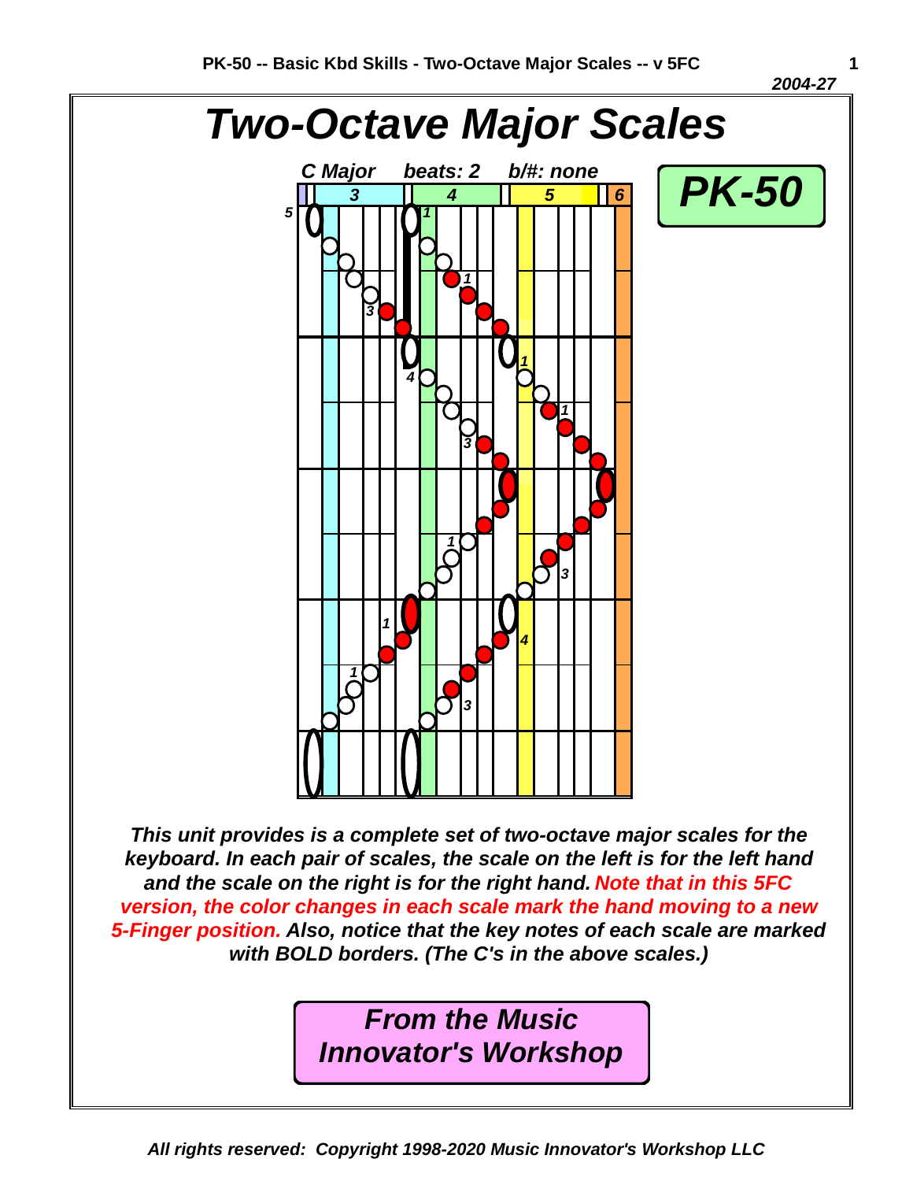# Two-Octave Major Scales

**PK-50**

*C Major beats: 2 b/#: none*

*This unit provides is a complete set of two-octave major scales for the keyboard. In each pair of scales, the scale on the left is for the left hand and the scale on the right is for the right hand. Note that in this 5FC version, the color changes in each scale mark the hand moving to a new 5-Finger position. Also, notice that the key notes of each scale are marked with BOLD borders. (The C's in the above scales.)*

***From the Music Innovator's Workshop***

*All rights reserved: Copyright 1998-2020 Music Innovator's Workshop LLC*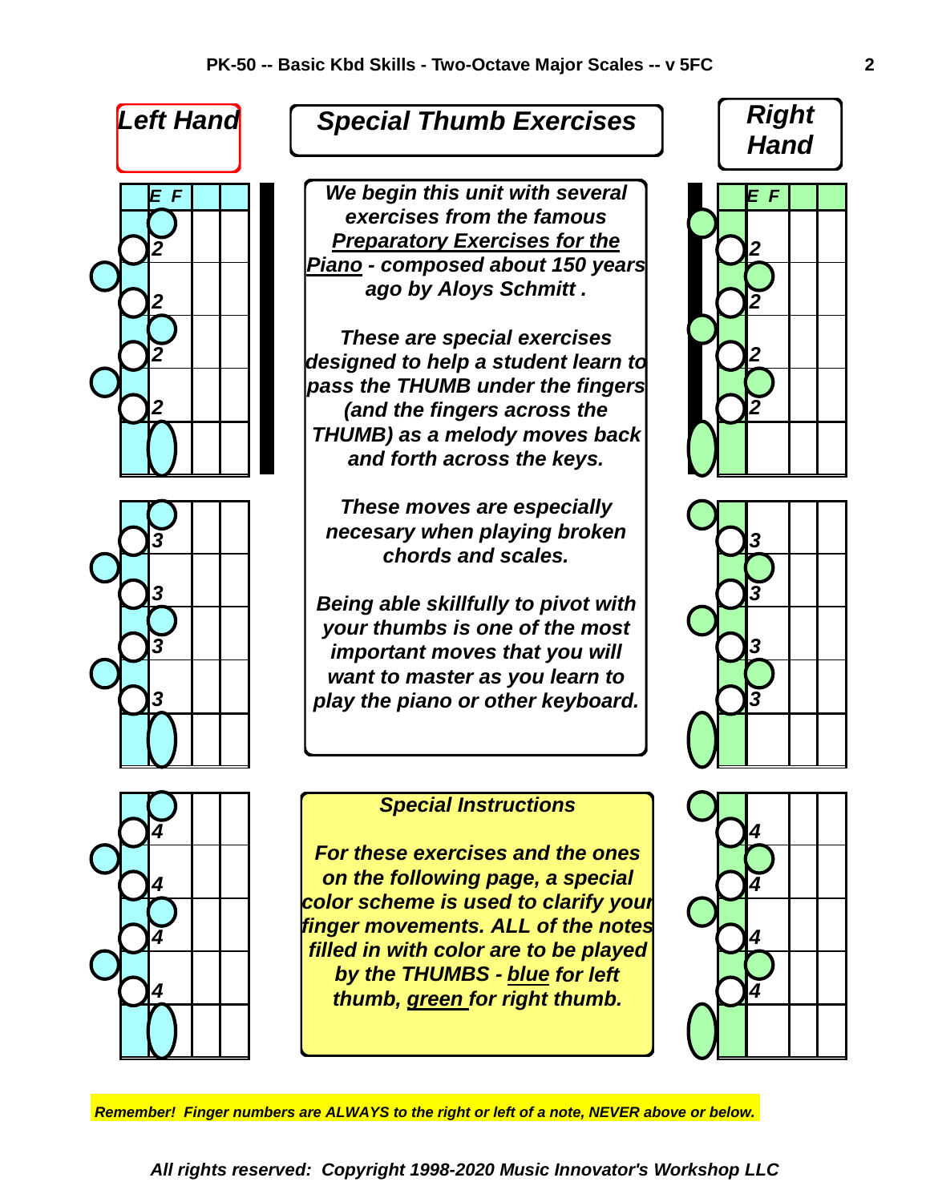**Left Hand**

# Special Thumb Exercises

**Right Hand**

*E F*

*2*

*2*

*2*

*2*

***We begin this unit with several exercises from the famous <u>Preparatory Exercises for the Piano</u> - composed about 150 years ago by Aloys Schmitt .***

***These are special exercises designed to help a student learn to pass the THUMB under the fingers (and the fingers across the THUMB) as a melody moves back and forth across the keys.***

***These moves are especially necesary when playing broken chords and scales.***

***Being able skillfully to pivot with your thumbs is one of the most important moves that you will want to master as you learn to play the piano or other keyboard.***

*E F*

*2*

*2*

*2*

*2*

*3*

*3*

*3*

*3*

*3*

*3*

*3*

*3*

*4*

*4*

*4*

*4*

***Special Instructions***

***For these exercises and the ones on the following page, a special color scheme is used to clarify your finger movements. ALL of the notes filled in with color are to be played by the THUMBS - <u>blue</u> for left thumb, <u>green</u> for right thumb.***

*4*

*4*

*4*

*4*

***Remember! Finger numbers are ALWAYS to the right or left of a note, NEVER above or below.***

***All rights reserved: Copyright 1998-2020 Music Innovator's Workshop LLC***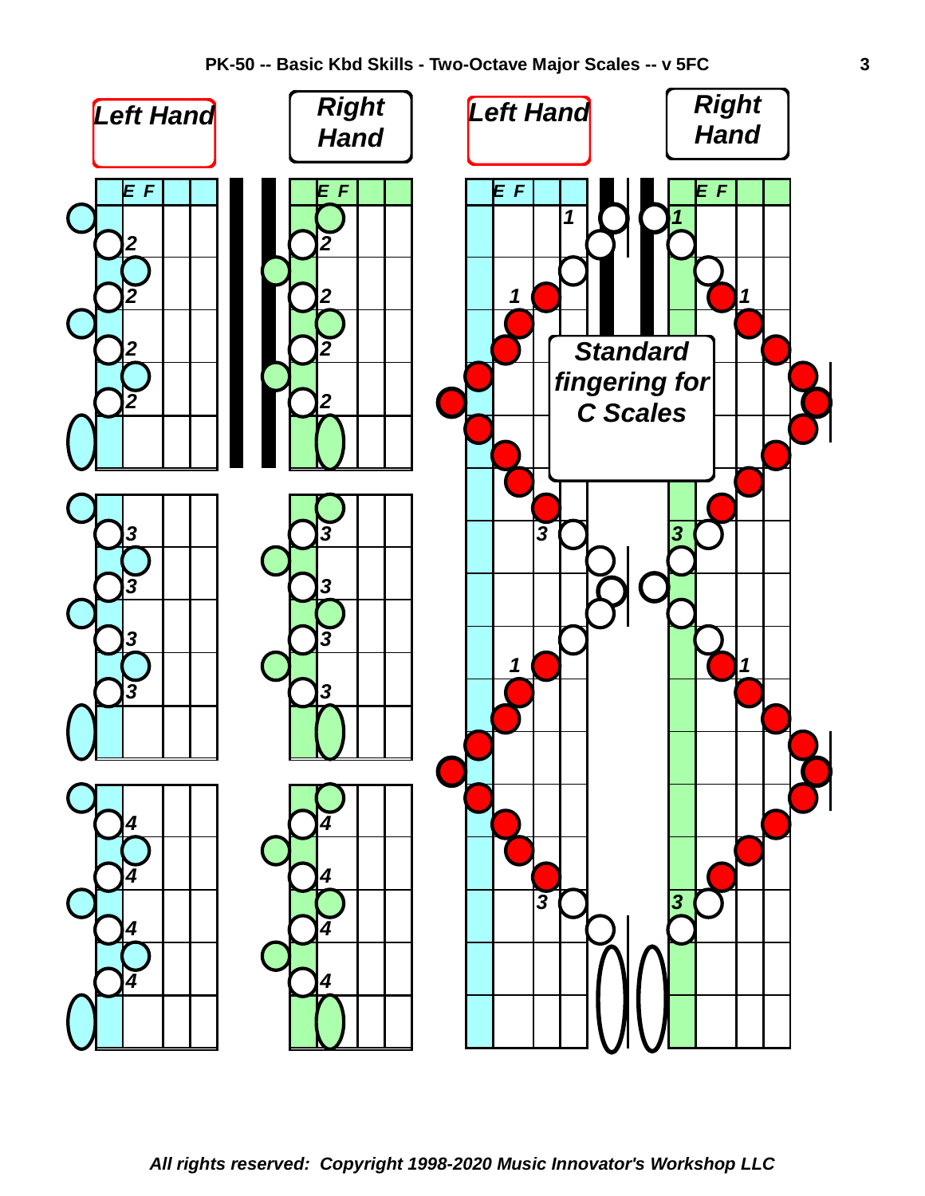Left Hand

Right Hand

Left Hand

Right Hand

E F

E F

E F

E F

Standard fingering for C Scales

All rights reserved: Copyright 1998-2020 Music Innovator's Workshop LLC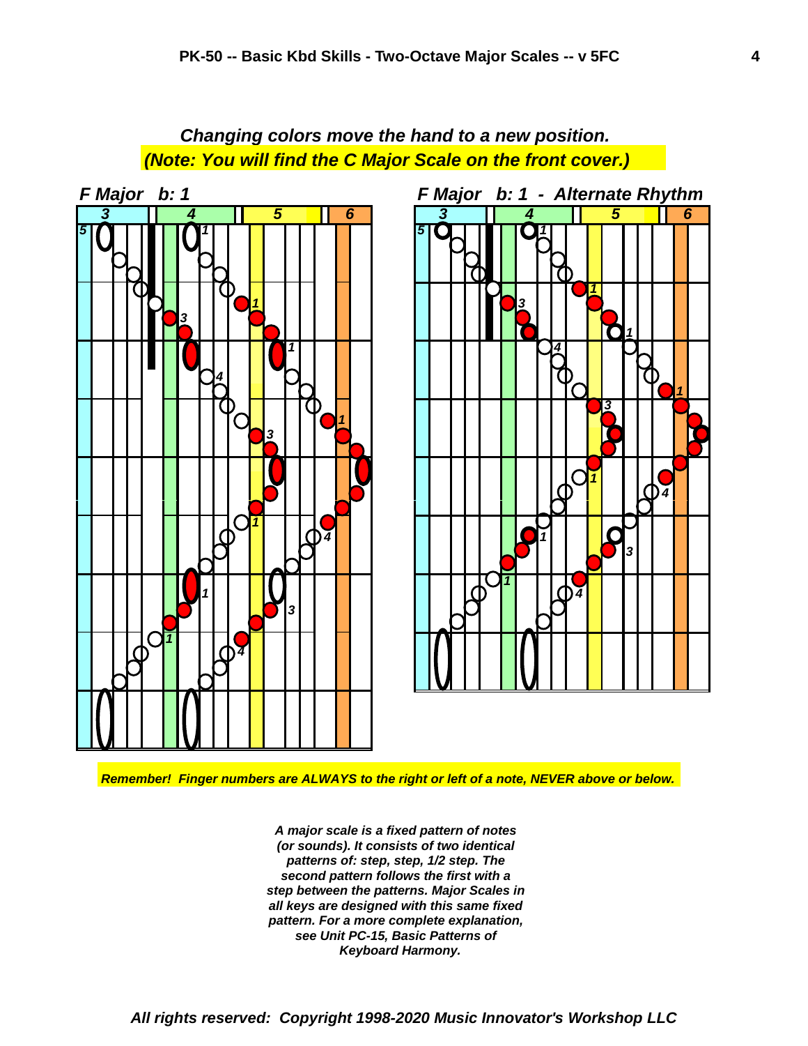**_Changing colors move the hand to a new position._**

**_(Note: You will find the C Major Scale on the front cover.)_**

**_F Major   b: 1_**

**_F Major   b: 1  -  Alternate Rhythm_**

**_Remember!  Finger numbers are ALWAYS to the right or left of a note, NEVER above or below._**

***A major scale is a fixed pattern of notes (or sounds). It consists of two identical patterns of: step, step, 1/2 step. The second pattern follows the first with a step between the patterns. Major Scales in all keys are designed with this same fixed pattern. For a more complete explanation, see Unit PC-15, Basic Patterns of Keyboard Harmony.***

**_All rights reserved:  Copyright 1998-2020 Music Innovator's Workshop LLC_**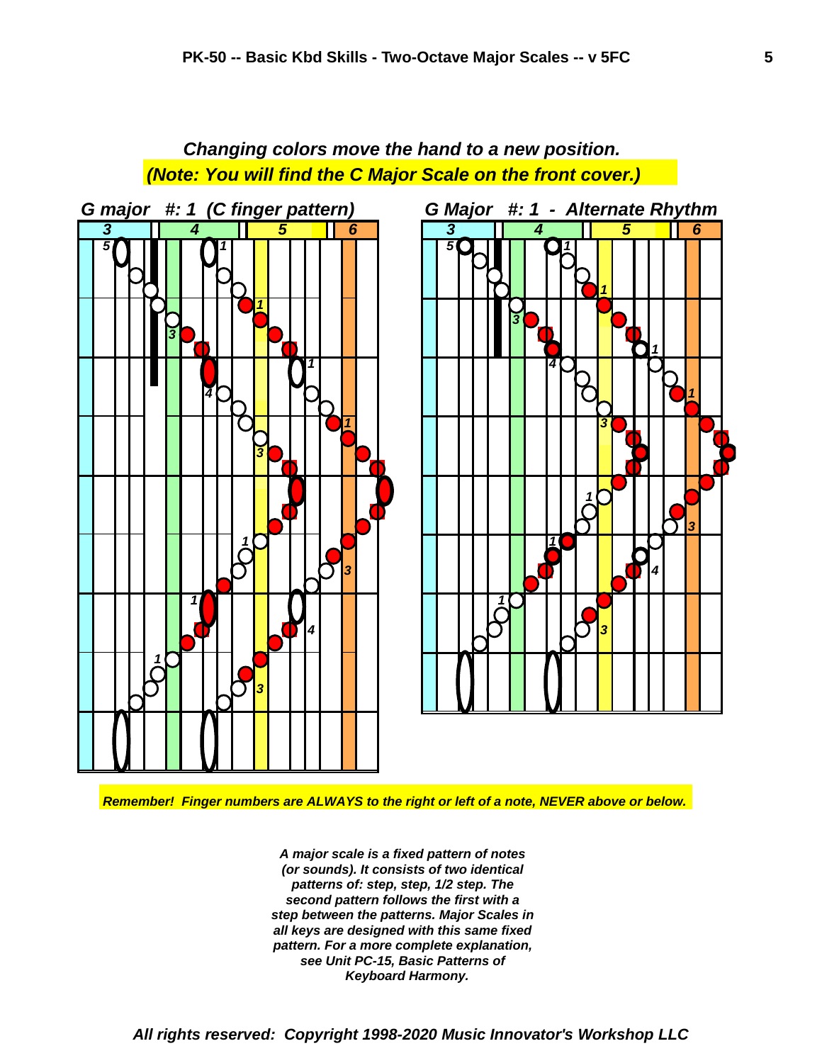***Changing colors move the hand to a new position.***

***(Note: You will find the C Major Scale on the front cover.)***

***G major #: 1 (C finger pattern)***

***G Major #: 1 - Alternate Rhythm***

***Remember! Finger numbers are ALWAYS to the right or left of a note, NEVER above or below.***

***A major scale is a fixed pattern of notes (or sounds). It consists of two identical patterns of: step, step, 1/2 step. The second pattern follows the first with a step between the patterns. Major Scales in all keys are designed with this same fixed pattern. For a more complete explanation, see Unit PC-15, Basic Patterns of Keyboard Harmony.***

***All rights reserved: Copyright 1998-2020 Music Innovator's Workshop LLC***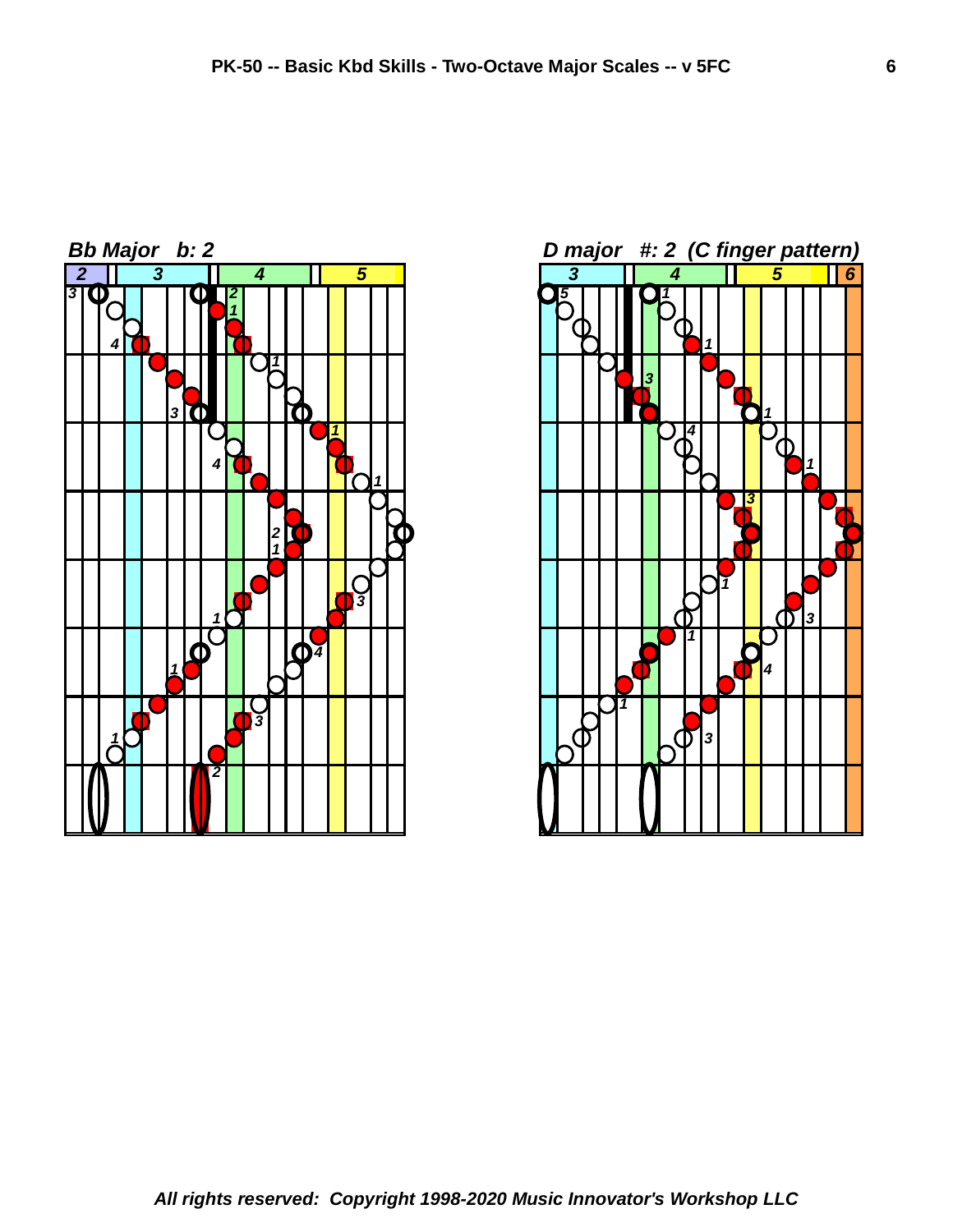### Bb Major b: 2

| 2 | 3 | 4 | 5 |
| --- | --- | --- | --- |

### D major #: 2 (C finger pattern)

| 3 | 4 | 5 | 6 |
| --- | --- | --- | --- |

*All rights reserved: Copyright 1998-2020 Music Innovator's Workshop LLC*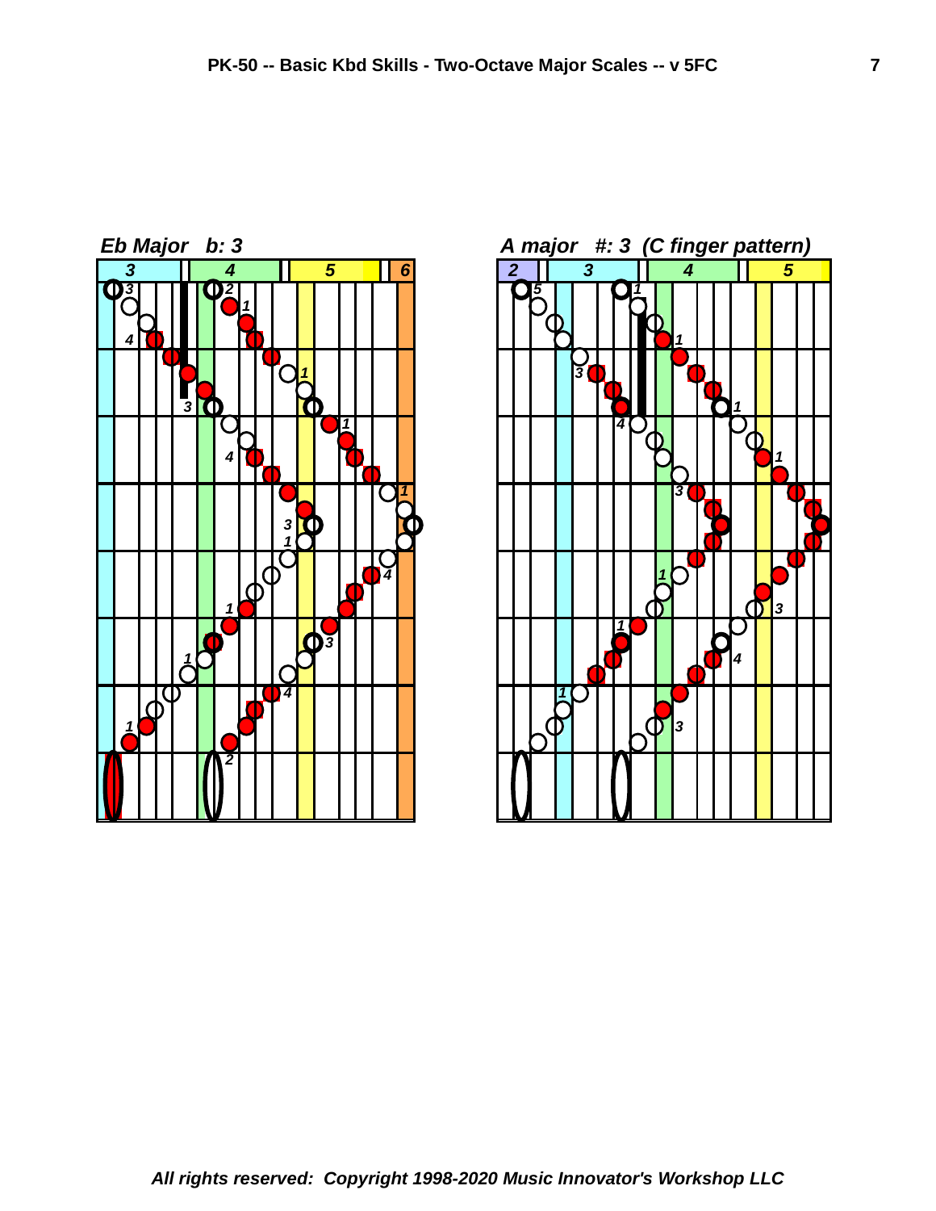### Eb Major b: 3

3 | 4 | 5 | 6

### A major #: 3 (C finger pattern)

2 | 3 | 4 | 5

*All rights reserved: Copyright 1998-2020 Music Innovator's Workshop LLC*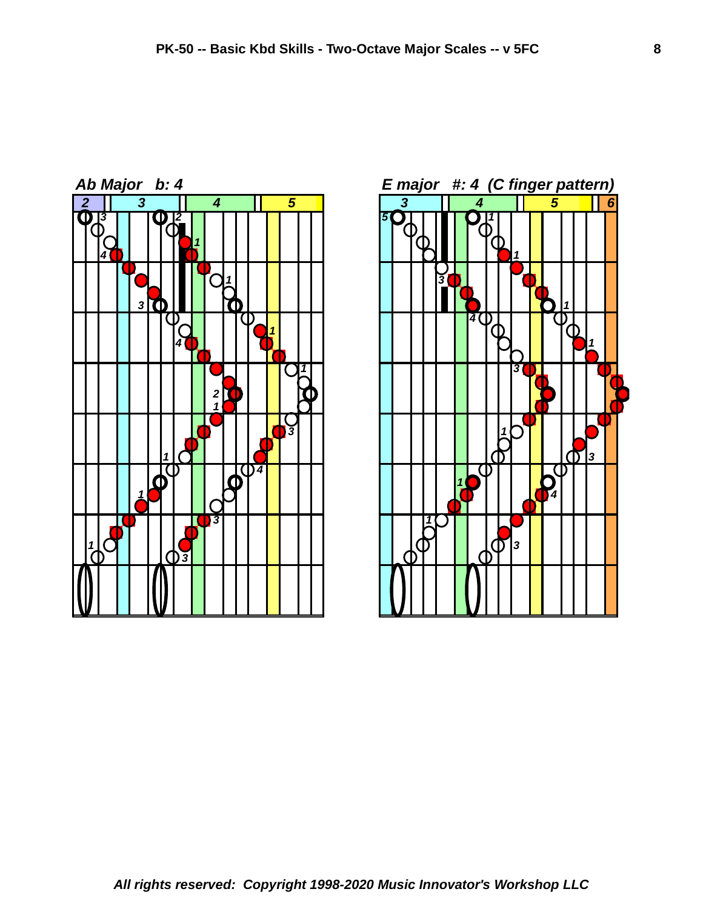### Ab Major   b: 4

2 | 3 | 4 | 5

### E major   #: 4  (C finger pattern)

3 | 4 | 5 | 6

*All rights reserved:  Copyright 1998-2020 Music Innovator's Workshop LLC*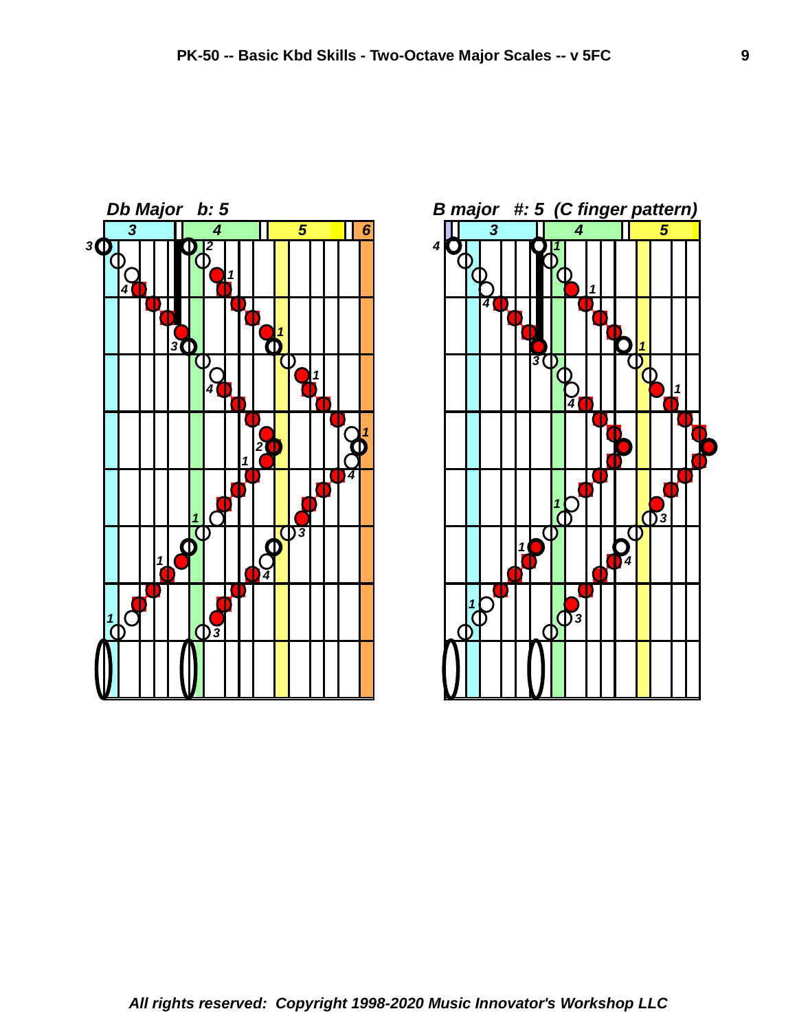### Db Major b: 5

### B major #: 5 (C finger pattern)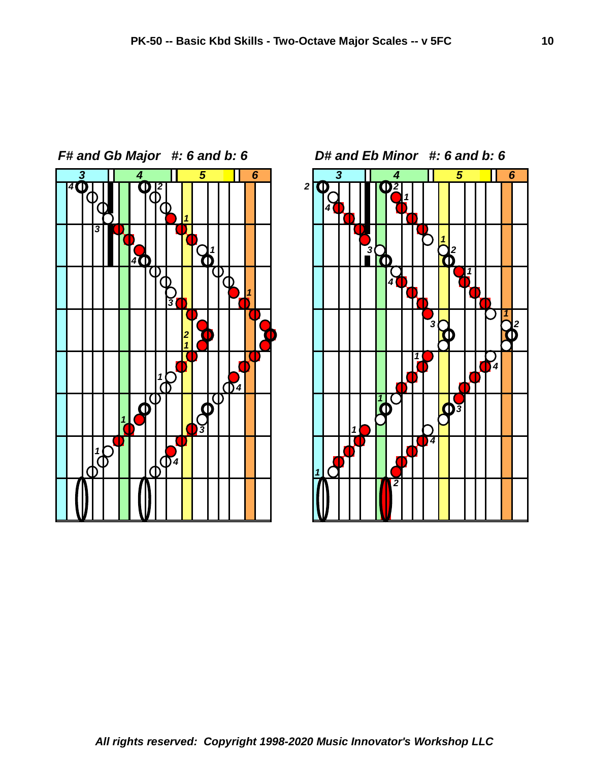*F# and Gb Major #: 6 and b: 6*

3 4 5 6

*D# and Eb Minor #: 6 and b: 6*

3 4 5 6

*All rights reserved: Copyright 1998-2020 Music Innovator's Workshop LLC*